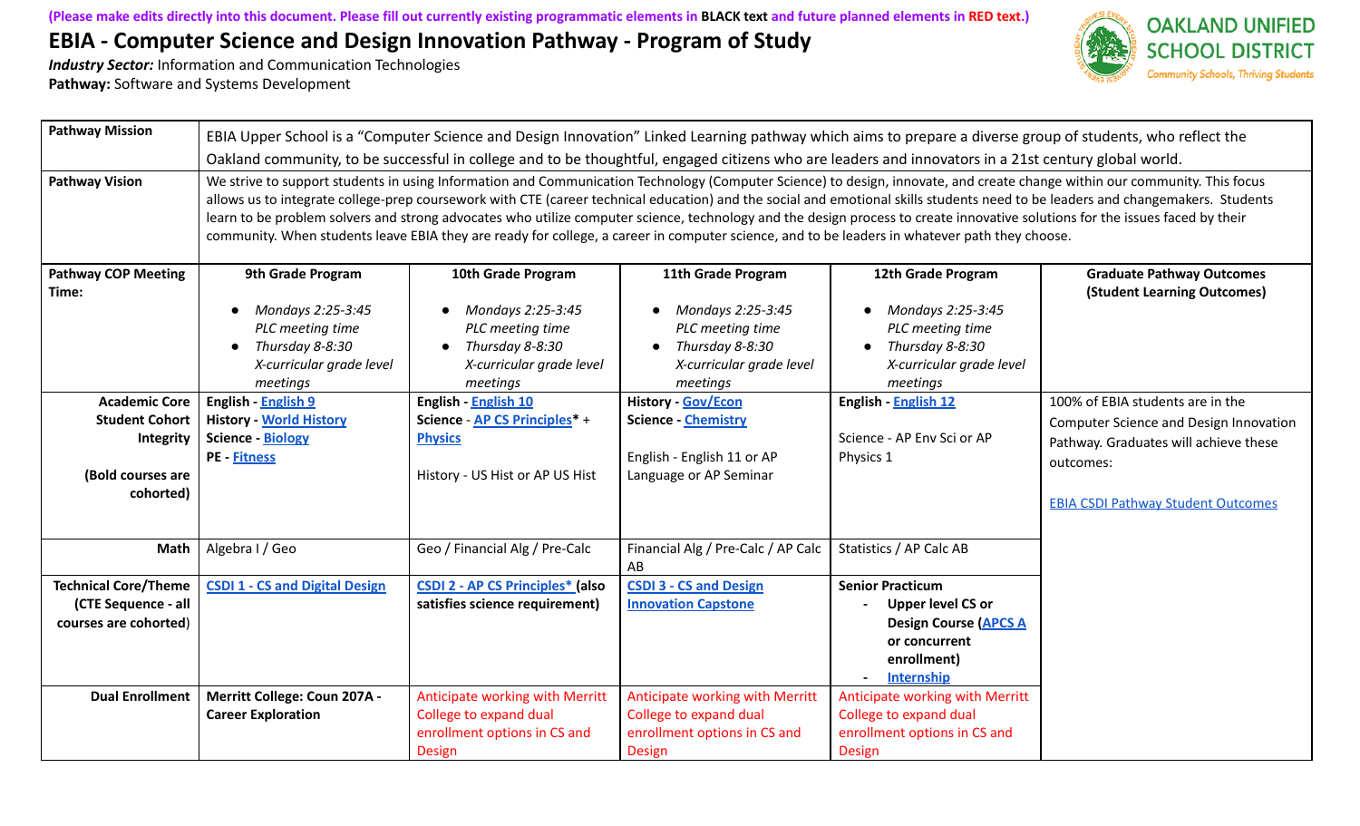(Please make edits directly into this document. Please fill out currently existing programmatic elements in **BLACK text** and future planned elements in RED text.)

# EBIA - Computer Science and Design Innovation Pathway - Program of Study

***Industry Sector:*** Information and Communication Technologies
**Pathway:** Software and Systems Development

OAKLAND UNIFIED SCHOOL DISTRICT
Community Schools, Thriving Students

| **Pathway Mission** | EBIA Upper School is a "Computer Science and Design Innovation" Linked Learning pathway which aims to prepare a diverse group of students, who reflect the Oakland community, to be successful in college and to be thoughtful, engaged citizens who are leaders and innovators in a 21st century global world. | | | | |
|---|---|---|---|---|---|
| **Pathway Vision** | We strive to support students in using Information and Communication Technology (Computer Science) to design, innovate, and create change within our community. This focus allows us to integrate college-prep coursework with CTE (career technical education) and the social and emotional skills students need to be leaders and changemakers. Students learn to be problem solvers and strong advocates who utilize computer science, technology and the design process to create innovative solutions for the issues faced by their community. When students leave EBIA they are ready for college, a career in computer science, and to be leaders in whatever path they choose. | | | | |
| **Pathway COP Meeting Time:** | **9th Grade Program**<br>• *Mondays 2:25-3:45 PLC meeting time*<br>• *Thursday 8-8:30 X-curricular grade level meetings* | **10th Grade Program**<br>• *Mondays 2:25-3:45 PLC meeting time*<br>• *Thursday 8-8:30 X-curricular grade level meetings* | **11th Grade Program**<br>• *Mondays 2:25-3:45 PLC meeting time*<br>• *Thursday 8-8:30 X-curricular grade level meetings* | **12th Grade Program**<br>• *Mondays 2:25-3:45 PLC meeting time*<br>• *Thursday 8-8:30 X-curricular grade level meetings* | **Graduate Pathway Outcomes (Student Learning Outcomes)** |
| **Academic Core Student Cohort Integrity**<br><br>**(Bold courses are cohorted)** | **English - English 9**<br>**History - World History**<br>**Science - Biology**<br>**PE - Fitness** | **English - English 10**<br>**Science - AP CS Principles* + Physics**<br><br>History - US Hist or AP US Hist | **History - Gov/Econ**<br>**Science - Chemistry**<br><br>English - English 11 or AP Language or AP Seminar | **English - English 12**<br><br>Science - AP Env Sci or AP Physics 1 | 100% of EBIA students are in the Computer Science and Design Innovation Pathway. Graduates will achieve these outcomes:<br><br>EBIA CSDI Pathway Student Outcomes |
| **Math** | Algebra I / Geo | Geo / Financial Alg / Pre-Calc | Financial Alg / Pre-Calc / AP Calc AB | Statistics / AP Calc AB | |
| **Technical Core/Theme (CTE Sequence - all courses are cohorted)** | **CSDI 1 - CS and Digital Design** | **CSDI 2 - AP CS Principles* (also satisfies science requirement)** | **CSDI 3 - CS and Design Innovation Capstone** | **Senior Practicum**<br>- **Upper level CS or Design Course (APCS A or concurrent enrollment)**<br>- **Internship** | |
| **Dual Enrollment** | **Merritt College: Coun 207A - Career Exploration** | Anticipate working with Merritt College to expand dual enrollment options in CS and Design | Anticipate working with Merritt College to expand dual enrollment options in CS and Design | Anticipate working with Merritt College to expand dual enrollment options in CS and Design | |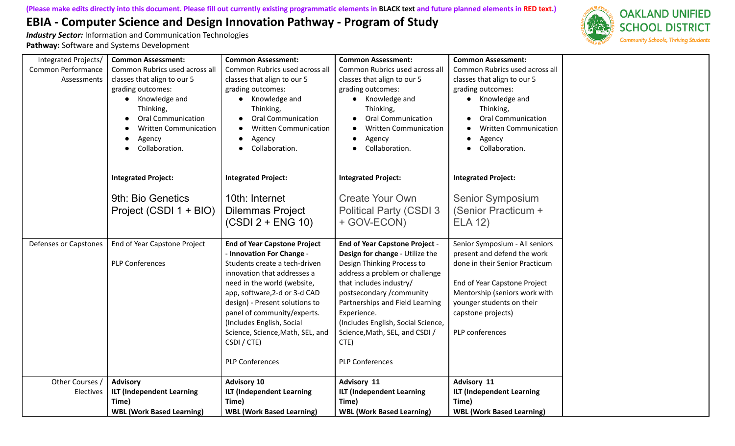(Please make edits directly into this document. Please fill out currently existing programmatic elements in **BLACK text** and future planned elements in RED text.)

# EBIA - Computer Science and Design Innovation Pathway - Program of Study

***Industry Sector:*** Information and Communication Technologies
**Pathway:** Software and Systems Development

| | | | | | |
|---|---|---|---|---|---|
| Integrated Projects/ Common Performance Assessments | **Common Assessment:** Common Rubrics used across all classes that align to our 5 grading outcomes: <br>• Knowledge and Thinking, <br>• Oral Communication <br>• Written Communication <br>• Agency <br>• Collaboration. <br><br>**Integrated Project:** <br><br>9th: Bio Genetics Project (CSDI 1 + BIO) | **Common Assessment:** Common Rubrics used across all classes that align to our 5 grading outcomes: <br>• Knowledge and Thinking, <br>• Oral Communication <br>• Written Communication <br>• Agency <br>• Collaboration. <br><br>**Integrated Project:** <br><br>10th: Internet Dilemmas Project (CSDI 2 + ENG 10) | **Common Assessment:** Common Rubrics used across all classes that align to our 5 grading outcomes: <br>• Knowledge and Thinking, <br>• Oral Communication <br>• Written Communication <br>• Agency <br>• Collaboration. <br><br>**Integrated Project:** <br><br>Create Your Own Political Party (CSDI 3 + GOV-ECON) | **Common Assessment:** Common Rubrics used across all classes that align to our 5 grading outcomes: <br>• Knowledge and Thinking, <br>• Oral Communication <br>• Written Communication <br>• Agency <br>• Collaboration. <br><br>**Integrated Project:** <br><br>Senior Symposium (Senior Practicum + ELA 12) | |
| Defenses or Capstones | End of Year Capstone Project <br><br>PLP Conferences | **End of Year Capstone Project** - **Innovation For Change** - Students create a tech-driven innovation that addresses a need in the world (website, app, software,2-d or 3-d CAD design) - Present solutions to panel of community/experts. (Includes English, Social Science, Science,Math, SEL, and CSDI / CTE) <br><br>PLP Conferences | **End of Year Capstone Project** - **Design for change** - Utilize the Design Thinking Process to address a problem or challenge that includes industry/ postsecondary /community Partnerships and Field Learning Experience. (Includes English, Social Science, Science,Math, SEL, and CSDI / CTE) <br><br>PLP Conferences | Senior Symposium - All seniors present and defend the work done in their Senior Practicum <br><br>End of Year Capstone Project Mentorship (seniors work with younger students on their capstone projects) <br><br>PLP conferences | |
| Other Courses / Electives | **Advisory** <br>**ILT (Independent Learning Time)** <br>**WBL (Work Based Learning)** | **Advisory 10** <br>**ILT (Independent Learning Time)** <br>**WBL (Work Based Learning)** | **Advisory 11** <br>**ILT (Independent Learning Time)** <br>**WBL (Work Based Learning)** | **Advisory 11** <br>**ILT (Independent Learning Time)** <br>**WBL (Work Based Learning)** | |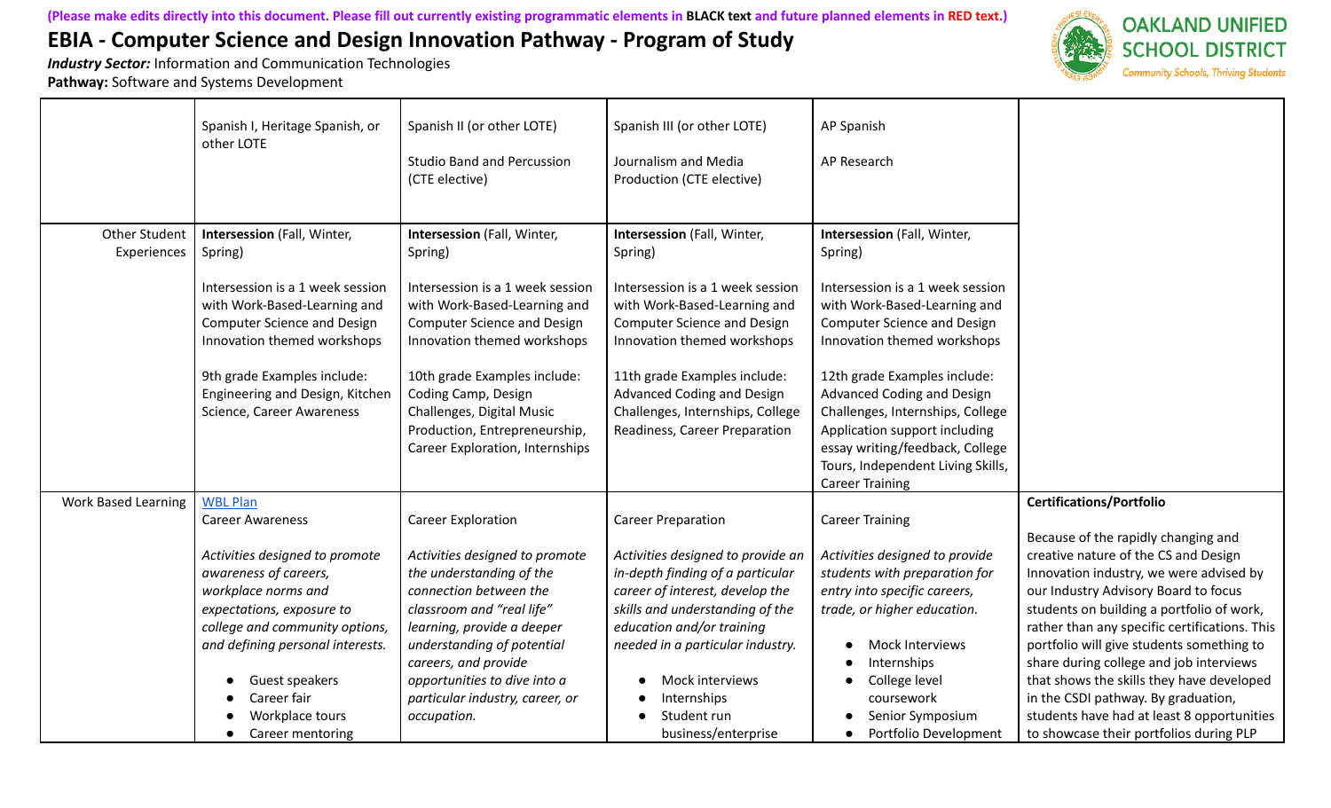(Please make edits directly into this document. Please fill out currently existing programmatic elements in **BLACK text** and future planned elements in RED text.)

# EBIA - Computer Science and Design Innovation Pathway - Program of Study

***Industry Sector:*** Information and Communication Technologies
**Pathway:** Software and Systems Development

| | | | | | |
|---|---|---|---|---|---|
| | Spanish I, Heritage Spanish, or other LOTE | Spanish II (or other LOTE)<br><br>Studio Band and Percussion (CTE elective) | Spanish III (or other LOTE)<br><br>Journalism and Media Production (CTE elective) | AP Spanish<br><br>AP Research | |
| Other Student Experiences | **Intersession** (Fall, Winter, Spring)<br><br>Intersession is a 1 week session with Work-Based-Learning and Computer Science and Design Innovation themed workshops<br><br>9th grade Examples include: Engineering and Design, Kitchen Science, Career Awareness | **Intersession** (Fall, Winter, Spring)<br><br>Intersession is a 1 week session with Work-Based-Learning and Computer Science and Design Innovation themed workshops<br><br>10th grade Examples include: Coding Camp, Design Challenges, Digital Music Production, Entrepreneurship, Career Exploration, Internships | **Intersession** (Fall, Winter, Spring)<br><br>Intersession is a 1 week session with Work-Based-Learning and Computer Science and Design Innovation themed workshops<br><br>11th grade Examples include: Advanced Coding and Design Challenges, Internships, College Readiness, Career Preparation | **Intersession** (Fall, Winter, Spring)<br><br>Intersession is a 1 week session with Work-Based-Learning and Computer Science and Design Innovation themed workshops<br><br>12th grade Examples include: Advanced Coding and Design Challenges, Internships, College Application support including essay writing/feedback, College Tours, Independent Living Skills, Career Training | |
| Work Based Learning | WBL Plan<br>Career Awareness<br><br>*Activities designed to promote awareness of careers, workplace norms and expectations, exposure to college and community options, and defining personal interests.*<br><br>• Guest speakers<br>• Career fair<br>• Workplace tours<br>• Career mentoring | Career Exploration<br><br>*Activities designed to promote the understanding of the connection between the classroom and "real life" learning, provide a deeper understanding of potential careers, and provide opportunities to dive into a particular industry, career, or occupation.* | Career Preparation<br><br>*Activities designed to provide an in-depth finding of a particular career of interest, develop the skills and understanding of the education and/or training needed in a particular industry.*<br><br>• Mock interviews<br>• Internships<br>• Student run business/enterprise | Career Training<br><br>*Activities designed to provide students with preparation for entry into specific careers, trade, or higher education.*<br><br>• Mock Interviews<br>• Internships<br>• College level coursework<br>• Senior Symposium<br>• Portfolio Development | **Certifications/Portfolio**<br><br>Because of the rapidly changing and creative nature of the CS and Design Innovation industry, we were advised by our Industry Advisory Board to focus students on building a portfolio of work, rather than any specific certifications. This portfolio will give students something to share during college and job interviews that shows the skills they have developed in the CSDI pathway. By graduation, students have had at least 8 opportunities to showcase their portfolios during PLP |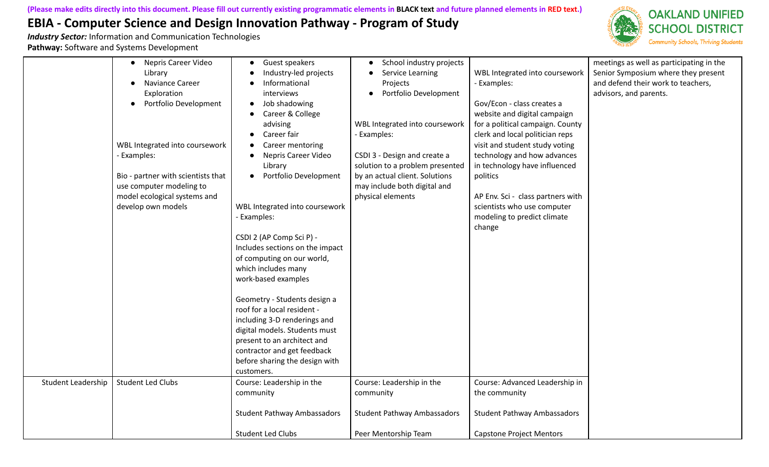(Please make edits directly into this document. Please fill out currently existing programmatic elements in BLACK text and future planned elements in RED text.)

# EBIA - Computer Science and Design Innovation Pathway - Program of Study

***Industry Sector:*** Information and Communication Technologies
**Pathway:** Software and Systems Development

| | | | | | |
|---|---|---|---|---|---|
| | • Nepris Career Video Library<br>• Naviance Career Exploration<br>• Portfolio Development<br><br>WBL Integrated into coursework - Examples:<br><br>Bio - partner with scientists that use computer modeling to model ecological systems and develop own models | • Guest speakers<br>• Industry-led projects<br>• Informational interviews<br>• Job shadowing<br>• Career & College advising<br>• Career fair<br>• Career mentoring<br>• Nepris Career Video Library<br>• Portfolio Development<br><br>WBL Integrated into coursework - Examples:<br><br>CSDI 2 (AP Comp Sci P) - Includes sections on the impact of computing on our world, which includes many work-based examples<br><br>Geometry - Students design a roof for a local resident - including 3-D renderings and digital models. Students must present to an architect and contractor and get feedback before sharing the design with customers. | • School industry projects<br>• Service Learning Projects<br>• Portfolio Development<br><br>WBL Integrated into coursework - Examples:<br><br>CSDI 3 - Design and create a solution to a problem presented by an actual client. Solutions may include both digital and physical elements | WBL Integrated into coursework - Examples:<br><br>Gov/Econ - class creates a website and digital campaign for a political campaign. County clerk and local politician reps visit and student study voting technology and how advances in technology have influenced politics<br><br>AP Env. Sci - class partners with scientists who use computer modeling to predict climate change | meetings as well as participating in the Senior Symposium where they present and defend their work to teachers, advisors, and parents. |
| Student Leadership | Student Led Clubs | Course: Leadership in the community<br><br>Student Pathway Ambassadors<br><br>Student Led Clubs | Course: Leadership in the community<br><br>Student Pathway Ambassadors<br><br>Peer Mentorship Team | Course: Advanced Leadership in the community<br><br>Student Pathway Ambassadors<br><br>Capstone Project Mentors | |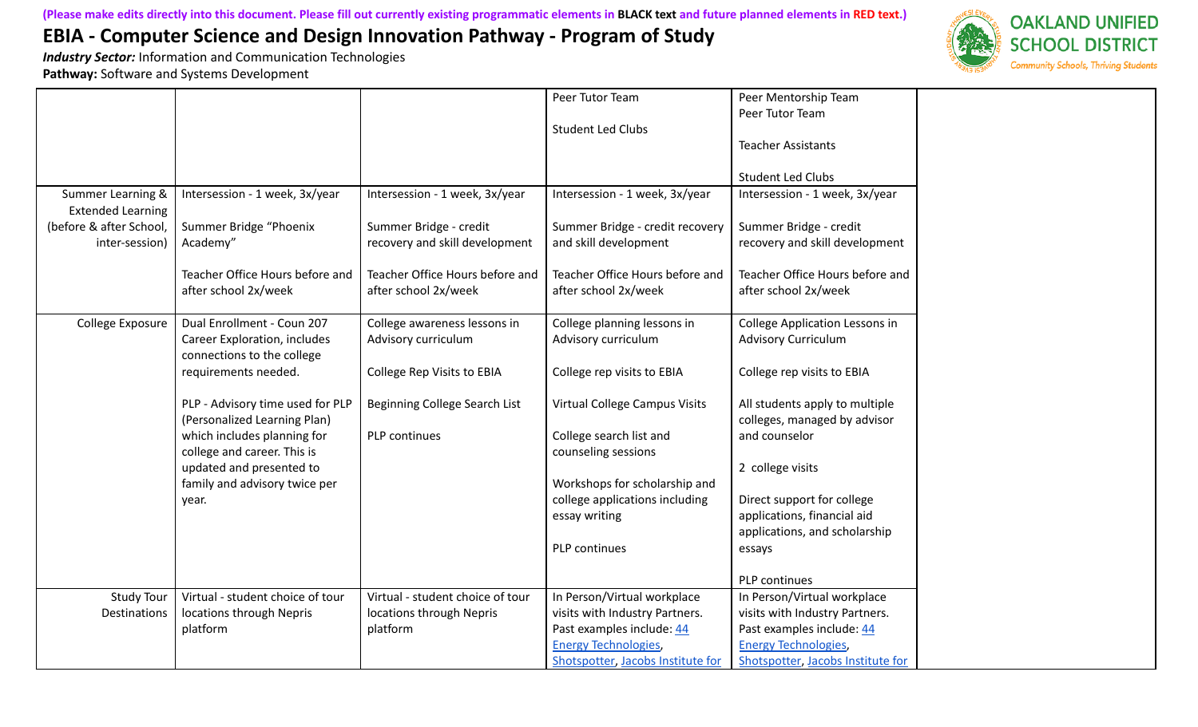**(Please make edits directly into this document. Please fill out currently existing programmatic elements in BLACK text and future planned elements in RED text.)**

# EBIA - Computer Science and Design Innovation Pathway - Program of Study

***Industry Sector:*** Information and Communication Technologies
**Pathway:** Software and Systems Development

| | | | | | |
|---|---|---|---|---|---|
| | | | Peer Tutor Team<br><br>Student Led Clubs | Peer Mentorship Team<br>Peer Tutor Team<br><br>Teacher Assistants<br><br>Student Led Clubs | |
| Summer Learning & Extended Learning (before & after School, inter-session) | Intersession - 1 week, 3x/year<br><br>Summer Bridge "Phoenix Academy"<br><br>Teacher Office Hours before and after school 2x/week | Intersession - 1 week, 3x/year<br><br>Summer Bridge - credit recovery and skill development<br><br>Teacher Office Hours before and after school 2x/week | Intersession - 1 week, 3x/year<br><br>Summer Bridge - credit recovery and skill development<br><br>Teacher Office Hours before and after school 2x/week | Intersession - 1 week, 3x/year<br><br>Summer Bridge - credit recovery and skill development<br><br>Teacher Office Hours before and after school 2x/week | |
| College Exposure | Dual Enrollment - Coun 207 Career Exploration, includes connections to the college requirements needed.<br><br>PLP - Advisory time used for PLP (Personalized Learning Plan) which includes planning for college and career. This is updated and presented to family and advisory twice per year. | College awareness lessons in Advisory curriculum<br><br>College Rep Visits to EBIA<br><br>Beginning College Search List<br><br>PLP continues | College planning lessons in Advisory curriculum<br><br>College rep visits to EBIA<br><br>Virtual College Campus Visits<br><br>College search list and counseling sessions<br><br>Workshops for scholarship and college applications including essay writing<br><br>PLP continues | College Application Lessons in Advisory Curriculum<br><br>College rep visits to EBIA<br><br>All students apply to multiple colleges, managed by advisor and counselor<br><br>2 college visits<br><br>Direct support for college applications, financial aid applications, and scholarship essays<br><br>PLP continues | |
| Study Tour Destinations | Virtual - student choice of tour locations through Nepris platform | Virtual - student choice of tour locations through Nepris platform | In Person/Virtual workplace visits with Industry Partners. Past examples include: 44 Energy Technologies, Shotspotter, Jacobs Institute for | In Person/Virtual workplace visits with Industry Partners. Past examples include: 44 Energy Technologies, Shotspotter, Jacobs Institute for | |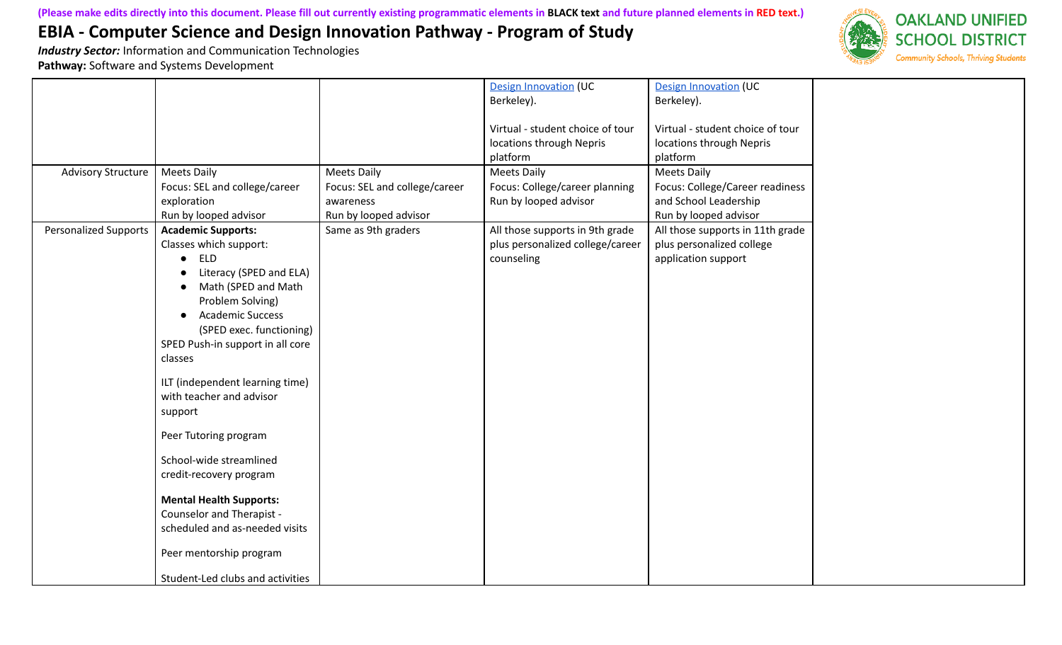(Please make edits directly into this document. Please fill out currently existing programmatic elements in **BLACK text** and future planned elements in RED text.)

# EBIA - Computer Science and Design Innovation Pathway - Program of Study

***Industry Sector:*** Information and Communication Technologies
**Pathway:** Software and Systems Development

| | | | | | |
|---|---|---|---|---|---|
| | | | Design Innovation (UC Berkeley).<br><br>Virtual - student choice of tour locations through Nepris platform | Design Innovation (UC Berkeley).<br><br>Virtual - student choice of tour locations through Nepris platform | |
| Advisory Structure | Meets Daily<br>Focus: SEL and college/career exploration<br>Run by looped advisor | Meets Daily<br>Focus: SEL and college/career awareness<br>Run by looped advisor | Meets Daily<br>Focus: College/career planning<br>Run by looped advisor | Meets Daily<br>Focus: College/Career readiness and School Leadership<br>Run by looped advisor | |
| Personalized Supports | **Academic Supports:**<br>Classes which support:<br>• ELD<br>• Literacy (SPED and ELA)<br>• Math (SPED and Math Problem Solving)<br>• Academic Success (SPED exec. functioning)<br>SPED Push-in support in all core classes<br><br>ILT (independent learning time) with teacher and advisor support<br><br>Peer Tutoring program<br><br>School-wide streamlined credit-recovery program<br><br>**Mental Health Supports:**<br>Counselor and Therapist - scheduled and as-needed visits<br><br>Peer mentorship program<br><br>Student-Led clubs and activities | Same as 9th graders | All those supports in 9th grade plus personalized college/career counseling | All those supports in 11th grade plus personalized college application support | |